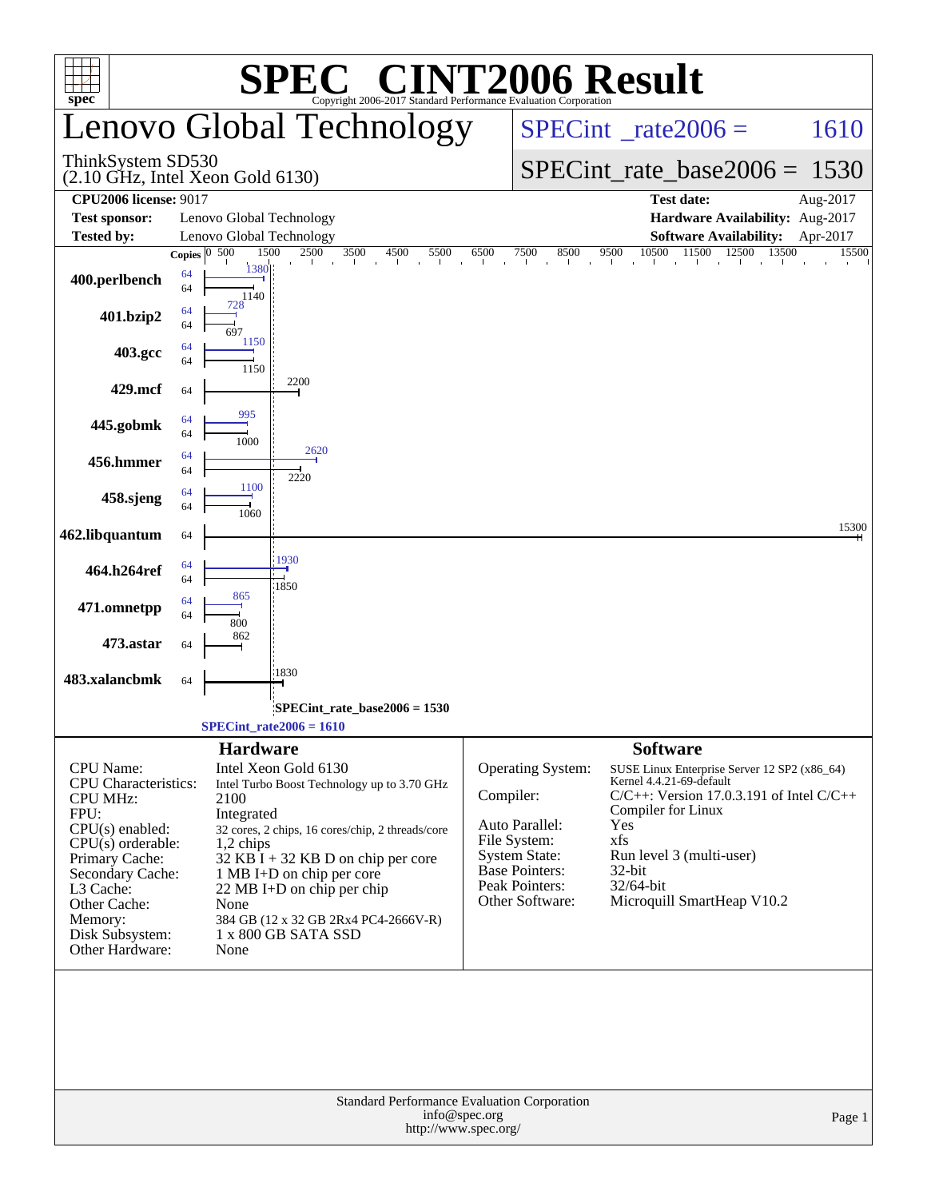# SPEC® CINT2006 Result

Copyright 2006-2017 Standard Performance Evaluation Corporation

## Lenovo Global Technology

ThinkSystem SD530
(2.10 GHz, Intel Xeon Gold 6130)

SPECint_rate2006 = 1610

SPECint_rate_base2006 = 1530

| | | | |
|---|---|---|---|
| **CPU2006 license:** 9017 | | **Test date:** | Aug-2017 |
| **Test sponsor:** | Lenovo Global Technology | **Hardware Availability:** | Aug-2017 |
| **Tested by:** | Lenovo Global Technology | **Software Availability:** | Apr-2017 |

| Benchmark | Copies (peak) | Peak | Copies (base) | Base |
|---|---|---|---|---|
| 400.perlbench | 64 | 1380 | 64 | 1140 |
| 401.bzip2 | 64 | 728 | 64 | 697 |
| 403.gcc | 64 | 1150 | 64 | 1150 |
| 429.mcf | | | 64 | 2200 |
| 445.gobmk | 64 | 995 | 64 | 1000 |
| 456.hmmer | 64 | 2620 | 64 | 2220 |
| 458.sjeng | 64 | 1100 | 64 | 1060 |
| 462.libquantum | | | 64 | 15300 |
| 464.h264ref | 64 | 1930 | 64 | 1850 |
| 471.omnetpp | 64 | 865 | 64 | 800 |
| 473.astar | | | 64 | 862 |
| 483.xalancbmk | | | 64 | 1830 |

SPECint_rate_base2006 = 1530

SPECint_rate2006 = 1610

### Hardware

| | |
|---|---|
| CPU Name: | Intel Xeon Gold 6130 |
| CPU Characteristics: | Intel Turbo Boost Technology up to 3.70 GHz |
| CPU MHz: | 2100 |
| FPU: | Integrated |
| CPU(s) enabled: | 32 cores, 2 chips, 16 cores/chip, 2 threads/core |
| CPU(s) orderable: | 1,2 chips |
| Primary Cache: | 32 KB I + 32 KB D on chip per core |
| Secondary Cache: | 1 MB I+D on chip per core |
| L3 Cache: | 22 MB I+D on chip per chip |
| Other Cache: | None |
| Memory: | 384 GB (12 x 32 GB 2Rx4 PC4-2666V-R) |
| Disk Subsystem: | 1 x 800 GB SATA SSD |
| Other Hardware: | None |

### Software

| | |
|---|---|
| Operating System: | SUSE Linux Enterprise Server 12 SP2 (x86_64) Kernel 4.4.21-69-default |
| Compiler: | C/C++: Version 17.0.3.191 of Intel C/C++ Compiler for Linux |
| Auto Parallel: | Yes |
| File System: | xfs |
| System State: | Run level 3 (multi-user) |
| Base Pointers: | 32-bit |
| Peak Pointers: | 32/64-bit |
| Other Software: | Microquill SmartHeap V10.2 |

Standard Performance Evaluation Corporation
info@spec.org
http://www.spec.org/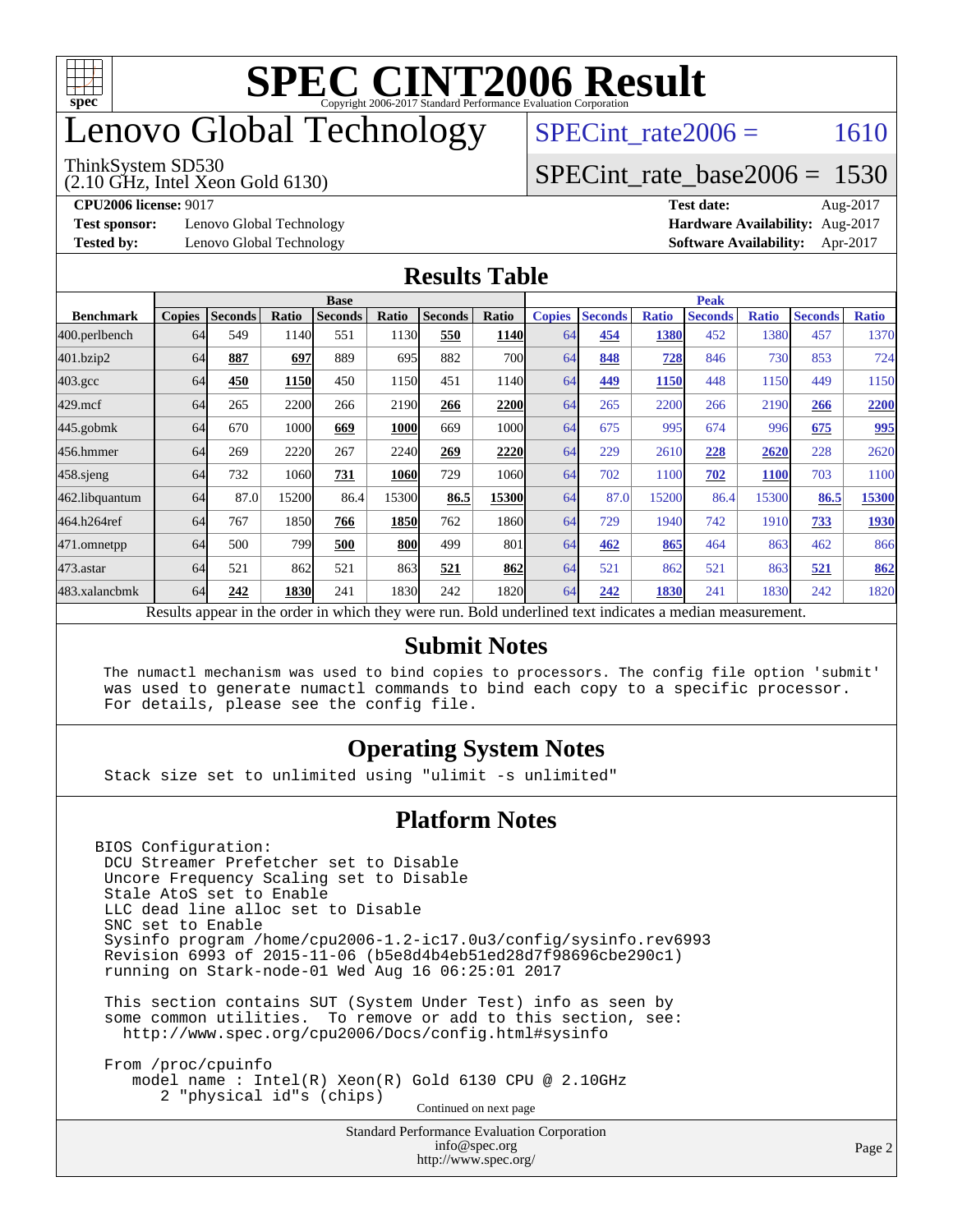# SPEC CINT2006 Result

Copyright 2006-2017 Standard Performance Evaluation Corporation

# Lenovo Global Technology

ThinkSystem SD530
(2.10 GHz, Intel Xeon Gold 6130)

SPECint_rate2006 = 1610

SPECint_rate_base2006 = 1530

**CPU2006 license:** 9017
**Test sponsor:** Lenovo Global Technology
**Tested by:** Lenovo Global Technology

**Test date:** Aug-2017
**Hardware Availability:** Aug-2017
**Software Availability:** Apr-2017

## Results Table

| Benchmark | Base | | | | | | | Peak | | | | | | |
|---|---|---|---|---|---|---|---|---|---|---|---|---|---|---|
| | Copies | Seconds | Ratio | Seconds | Ratio | Seconds | Ratio | Copies | Seconds | Ratio | Seconds | Ratio | Seconds | Ratio |
| 400.perlbench | 64 | 549 | 1140 | 551 | 1130 | **550** | **1140** | 64 | **454** | **1380** | 452 | 1380 | 457 | 1370 |
| 401.bzip2 | 64 | **887** | **697** | 889 | 695 | 882 | 700 | 64 | **848** | **728** | 846 | 730 | 853 | 724 |
| 403.gcc | 64 | **450** | **1150** | 450 | 1150 | 451 | 1140 | 64 | **449** | **1150** | 448 | 1150 | 449 | 1150 |
| 429.mcf | 64 | 265 | 2200 | 266 | 2190 | **266** | **2200** | 64 | 265 | 2200 | 266 | 2190 | **266** | **2200** |
| 445.gobmk | 64 | 670 | 1000 | **669** | **1000** | 669 | 1000 | 64 | 675 | 995 | 674 | 996 | **675** | **995** |
| 456.hmmer | 64 | 269 | 2220 | 267 | 2240 | **269** | **2220** | 64 | 229 | 2610 | **228** | **2620** | 228 | 2620 |
| 458.sjeng | 64 | 732 | 1060 | **731** | **1060** | 729 | 1060 | 64 | 702 | 1100 | **702** | **1100** | 703 | 1100 |
| 462.libquantum | 64 | 87.0 | 15200 | 86.4 | 15300 | **86.5** | **15300** | 64 | 87.0 | 15200 | 86.4 | 15300 | **86.5** | **15300** |
| 464.h264ref | 64 | 767 | 1850 | **766** | **1850** | 762 | 1860 | 64 | 729 | 1940 | 742 | 1910 | **733** | **1930** |
| 471.omnetpp | 64 | 500 | 799 | **500** | **800** | 499 | 801 | 64 | **462** | **865** | 464 | 863 | 462 | 866 |
| 473.astar | 64 | 521 | 862 | 521 | 863 | **521** | **862** | 64 | 521 | 862 | 521 | 863 | **521** | **862** |
| 483.xalancbmk | 64 | **242** | **1830** | 241 | 1830 | 242 | 1820 | 64 | **242** | **1830** | 241 | 1830 | 242 | 1820 |

Results appear in the order in which they were run. Bold underlined text indicates a median measurement.

## Submit Notes

```
The numactl mechanism was used to bind copies to processors. The config file option 'submit'
was used to generate numactl commands to bind each copy to a specific processor.
For details, please see the config file.
```

## Operating System Notes

```
Stack size set to unlimited using "ulimit -s unlimited"
```

## Platform Notes

```
BIOS Configuration:
 DCU Streamer Prefetcher set to Disable
 Uncore Frequency Scaling set to Disable
 Stale AtoS set to Enable
 LLC dead line alloc set to Disable
 SNC set to Enable
 Sysinfo program /home/cpu2006-1.2-ic17.0u3/config/sysinfo.rev6993
 Revision 6993 of 2015-11-06 (b5e8d4b4eb51ed28d7f98696cbe290c1)
 running on Stark-node-01 Wed Aug 16 06:25:01 2017

 This section contains SUT (System Under Test) info as seen by
 some common utilities.  To remove or add to this section, see:
   http://www.spec.org/cpu2006/Docs/config.html#sysinfo

 From /proc/cpuinfo
    model name : Intel(R) Xeon(R) Gold 6130 CPU @ 2.10GHz
       2 "physical id"s (chips)
```

Continued on next page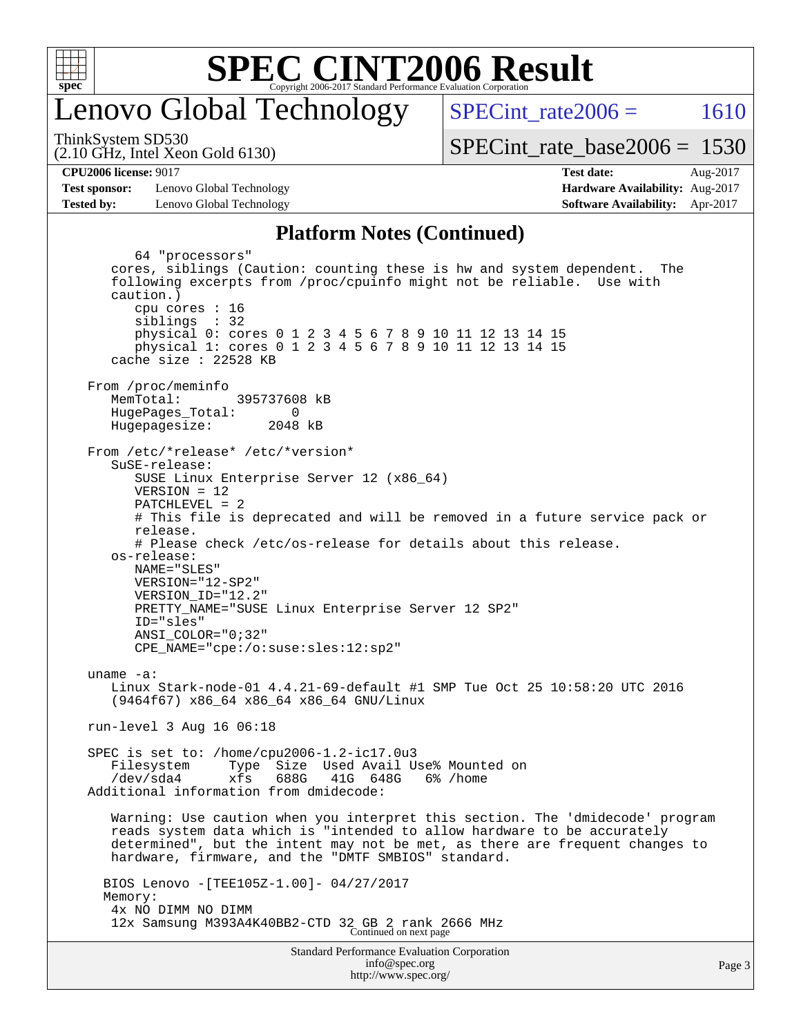# SPEC CINT2006 Result

## Lenovo Global Technology

ThinkSystem SD530
(2.10 GHz, Intel Xeon Gold 6130)

SPECint_rate2006 = 1610

SPECint_rate_base2006 = 1530

| | | | |
|---|---|---|---|
| **CPU2006 license:** 9017 | | **Test date:** | Aug-2017 |
| **Test sponsor:** | Lenovo Global Technology | **Hardware Availability:** | Aug-2017 |
| **Tested by:** | Lenovo Global Technology | **Software Availability:** | Apr-2017 |

### Platform Notes (Continued)

```
         64 "processors"
      cores, siblings (Caution: counting these is hw and system dependent.  The
      following excerpts from /proc/cpuinfo might not be reliable.  Use with
      caution.)
         cpu cores : 16
         siblings  : 32
         physical 0: cores 0 1 2 3 4 5 6 7 8 9 10 11 12 13 14 15
         physical 1: cores 0 1 2 3 4 5 6 7 8 9 10 11 12 13 14 15
      cache size : 22528 KB

    From /proc/meminfo
      MemTotal:       395737608 kB
      HugePages_Total:       0
      Hugepagesize:       2048 kB

    From /etc/*release* /etc/*version*
      SuSE-release:
         SUSE Linux Enterprise Server 12 (x86_64)
         VERSION = 12
         PATCHLEVEL = 2
         # This file is deprecated and will be removed in a future service pack or
         release.
         # Please check /etc/os-release for details about this release.
      os-release:
         NAME="SLES"
         VERSION="12-SP2"
         VERSION_ID="12.2"
         PRETTY_NAME="SUSE Linux Enterprise Server 12 SP2"
         ID="sles"
         ANSI_COLOR="0;32"
         CPE_NAME="cpe:/o:suse:sles:12:sp2"

    uname -a:
      Linux Stark-node-01 4.4.21-69-default #1 SMP Tue Oct 25 10:58:20 UTC 2016
      (9464f67) x86_64 x86_64 x86_64 GNU/Linux

    run-level 3 Aug 16 06:18

    SPEC is set to: /home/cpu2006-1.2-ic17.0u3
      Filesystem     Type  Size  Used Avail Use% Mounted on
      /dev/sda4      xfs   688G   41G  648G   6% /home
    Additional information from dmidecode:

      Warning: Use caution when you interpret this section. The 'dmidecode' program
      reads system data which is "intended to allow hardware to be accurately
      determined", but the intent may not be met, as there are frequent changes to
      hardware, firmware, and the "DMTF SMBIOS" standard.

     BIOS Lenovo -[TEE105Z-1.00]- 04/27/2017
     Memory:
      4x NO DIMM NO DIMM
      12x Samsung M393A4K40BB2-CTD 32 GB 2 rank 2666 MHz
```

Continued on next page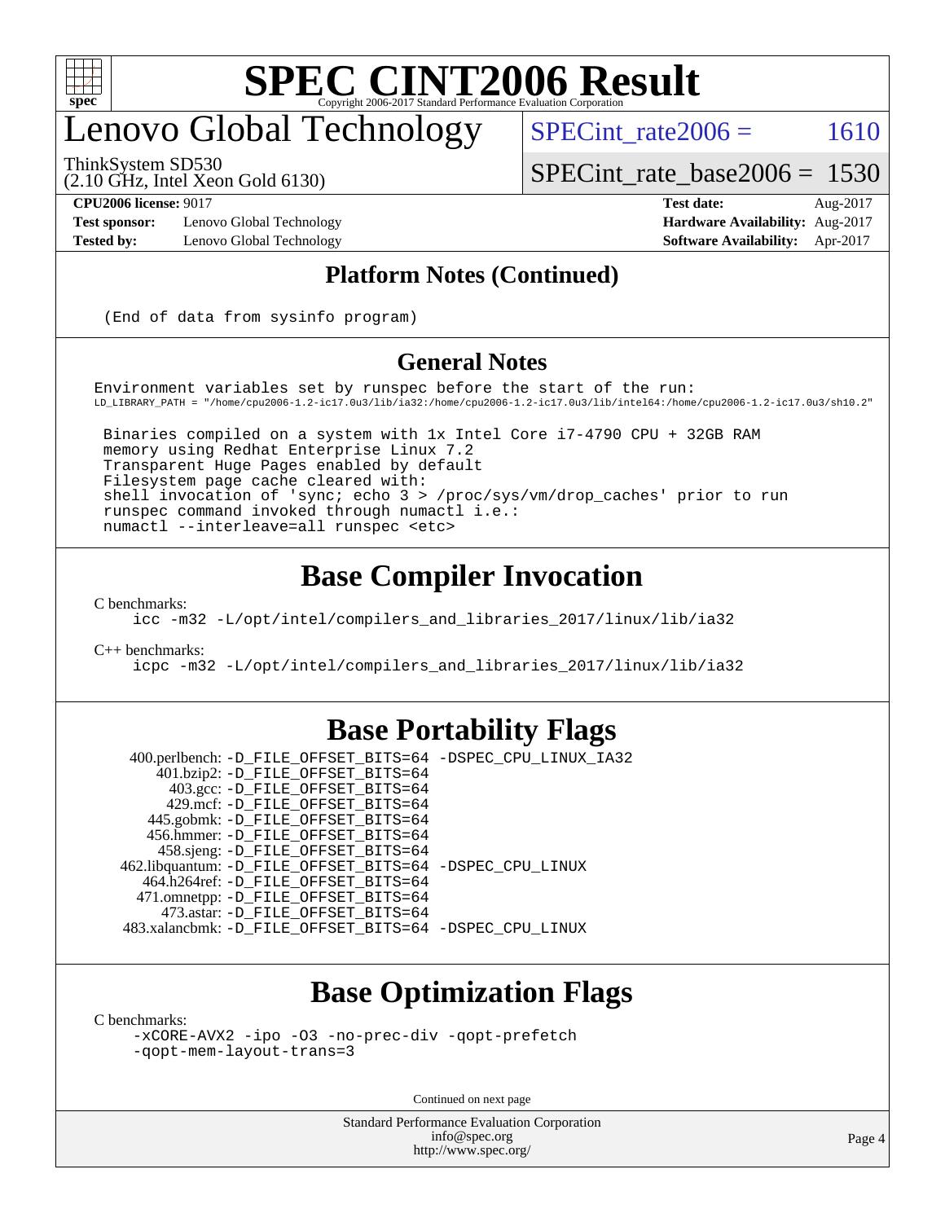# Lenovo Global Technology

ThinkSystem SD530
(2.10 GHz, Intel Xeon Gold 6130)

SPECint_rate2006 = 1610

SPECint_rate_base2006 = 1530

**CPU2006 license:** 9017
**Test sponsor:** Lenovo Global Technology
**Tested by:** Lenovo Global Technology

**Test date:** Aug-2017
**Hardware Availability:** Aug-2017
**Software Availability:** Apr-2017

## Platform Notes (Continued)

```
(End of data from sysinfo program)
```

## General Notes

```
Environment variables set by runspec before the start of the run:
LD_LIBRARY_PATH = "/home/cpu2006-1.2-ic17.0u3/lib/ia32:/home/cpu2006-1.2-ic17.0u3/lib/intel64:/home/cpu2006-1.2-ic17.0u3/sh10.2"

 Binaries compiled on a system with 1x Intel Core i7-4790 CPU + 32GB RAM
 memory using Redhat Enterprise Linux 7.2
 Transparent Huge Pages enabled by default
 Filesystem page cache cleared with:
 shell invocation of 'sync; echo 3 > /proc/sys/vm/drop_caches' prior to run
 runspec command invoked through numactl i.e.:
 numactl --interleave=all runspec <etc>
```

## Base Compiler Invocation

C benchmarks:

```
icc -m32 -L/opt/intel/compilers_and_libraries_2017/linux/lib/ia32
```

C++ benchmarks:

```
icpc -m32 -L/opt/intel/compilers_and_libraries_2017/linux/lib/ia32
```

## Base Portability Flags

```
 400.perlbench: -D_FILE_OFFSET_BITS=64 -DSPEC_CPU_LINUX_IA32
     401.bzip2: -D_FILE_OFFSET_BITS=64
       403.gcc: -D_FILE_OFFSET_BITS=64
       429.mcf: -D_FILE_OFFSET_BITS=64
     445.gobmk: -D_FILE_OFFSET_BITS=64
    456.hmmer: -D_FILE_OFFSET_BITS=64
     458.sjeng: -D_FILE_OFFSET_BITS=64
462.libquantum: -D_FILE_OFFSET_BITS=64 -DSPEC_CPU_LINUX
   464.h264ref: -D_FILE_OFFSET_BITS=64
   471.omnetpp: -D_FILE_OFFSET_BITS=64
     473.astar: -D_FILE_OFFSET_BITS=64
483.xalancbmk: -D_FILE_OFFSET_BITS=64 -DSPEC_CPU_LINUX
```

## Base Optimization Flags

C benchmarks:

```
-xCORE-AVX2 -ipo -O3 -no-prec-div -qopt-prefetch
-qopt-mem-layout-trans=3
```

Continued on next page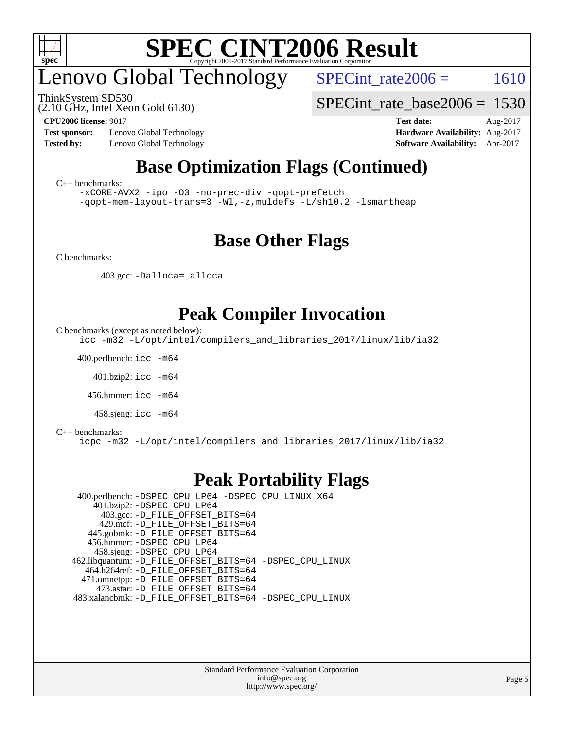# Lenovo Global Technology

ThinkSystem SD530
(2.10 GHz, Intel Xeon Gold 6130)

SPECint_rate2006 = 1610

SPECint_rate_base2006 = 1530

**CPU2006 license:** 9017
**Test sponsor:** Lenovo Global Technology
**Tested by:** Lenovo Global Technology

**Test date:** Aug-2017
**Hardware Availability:** Aug-2017
**Software Availability:** Apr-2017

## Base Optimization Flags (Continued)

C++ benchmarks:

```
-xCORE-AVX2 -ipo -O3 -no-prec-div -qopt-prefetch
-qopt-mem-layout-trans=3 -Wl,-z,muldefs -L/sh10.2 -lsmartheap
```

## Base Other Flags

C benchmarks:

403.gcc: `-Dalloca=_alloca`

## Peak Compiler Invocation

C benchmarks (except as noted below):

```
icc -m32 -L/opt/intel/compilers_and_libraries_2017/linux/lib/ia32
```

400.perlbench: `icc -m64`

401.bzip2: `icc -m64`

456.hmmer: `icc -m64`

458.sjeng: `icc -m64`

C++ benchmarks:

```
icpc -m32 -L/opt/intel/compilers_and_libraries_2017/linux/lib/ia32
```

## Peak Portability Flags

400.perlbench: `-DSPEC_CPU_LP64 -DSPEC_CPU_LINUX_X64`
401.bzip2: `-DSPEC_CPU_LP64`
403.gcc: `-D_FILE_OFFSET_BITS=64`
429.mcf: `-D_FILE_OFFSET_BITS=64`
445.gobmk: `-D_FILE_OFFSET_BITS=64`
456.hmmer: `-DSPEC_CPU_LP64`
458.sjeng: `-DSPEC_CPU_LP64`
462.libquantum: `-D_FILE_OFFSET_BITS=64 -DSPEC_CPU_LINUX`
464.h264ref: `-D_FILE_OFFSET_BITS=64`
471.omnetpp: `-D_FILE_OFFSET_BITS=64`
473.astar: `-D_FILE_OFFSET_BITS=64`
483.xalancbmk: `-D_FILE_OFFSET_BITS=64 -DSPEC_CPU_LINUX`

Standard Performance Evaluation Corporation
info@spec.org
http://www.spec.org/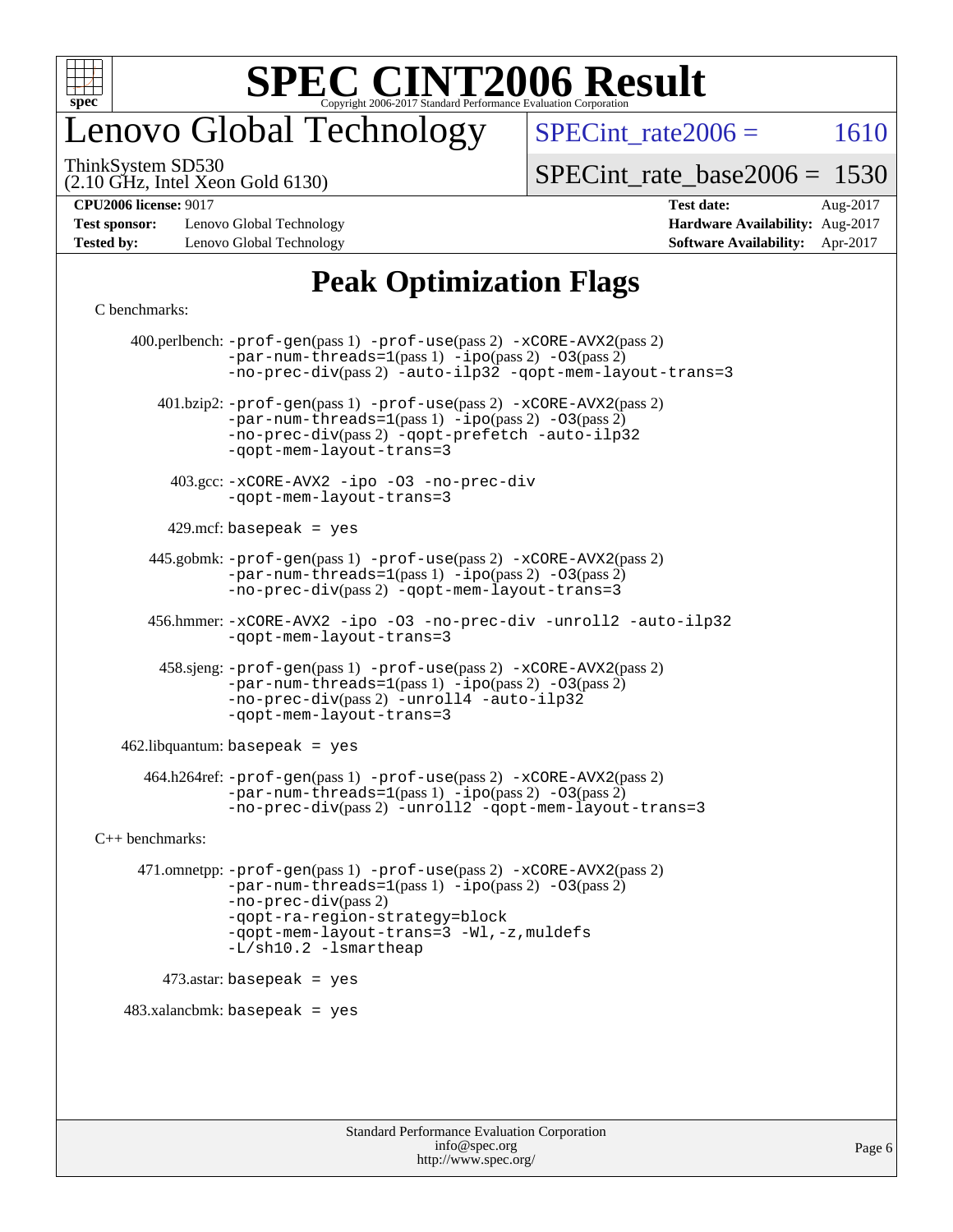# SPEC CINT2006 Result

## Lenovo Global Technology

ThinkSystem SD530
(2.10 GHz, Intel Xeon Gold 6130)

SPECint_rate2006 = 1610

SPECint_rate_base2006 = 1530

**CPU2006 license:** 9017
**Test sponsor:** Lenovo Global Technology
**Tested by:** Lenovo Global Technology

**Test date:** Aug-2017
**Hardware Availability:** Aug-2017
**Software Availability:** Apr-2017

## Peak Optimization Flags

C benchmarks:

400.perlbench: -prof-gen(pass 1) -prof-use(pass 2) -xCORE-AVX2(pass 2) -par-num-threads=1(pass 1) -ipo(pass 2) -O3(pass 2) -no-prec-div(pass 2) -auto-ilp32 -qopt-mem-layout-trans=3

401.bzip2: -prof-gen(pass 1) -prof-use(pass 2) -xCORE-AVX2(pass 2) -par-num-threads=1(pass 1) -ipo(pass 2) -O3(pass 2) -no-prec-div(pass 2) -qopt-prefetch -auto-ilp32 -qopt-mem-layout-trans=3

403.gcc: -xCORE-AVX2 -ipo -O3 -no-prec-div -qopt-mem-layout-trans=3

429.mcf: basepeak = yes

445.gobmk: -prof-gen(pass 1) -prof-use(pass 2) -xCORE-AVX2(pass 2) -par-num-threads=1(pass 1) -ipo(pass 2) -O3(pass 2) -no-prec-div(pass 2) -qopt-mem-layout-trans=3

456.hmmer: -xCORE-AVX2 -ipo -O3 -no-prec-div -unroll2 -auto-ilp32 -qopt-mem-layout-trans=3

458.sjeng: -prof-gen(pass 1) -prof-use(pass 2) -xCORE-AVX2(pass 2) -par-num-threads=1(pass 1) -ipo(pass 2) -O3(pass 2) -no-prec-div(pass 2) -unroll4 -auto-ilp32 -qopt-mem-layout-trans=3

462.libquantum: basepeak = yes

464.h264ref: -prof-gen(pass 1) -prof-use(pass 2) -xCORE-AVX2(pass 2) -par-num-threads=1(pass 1) -ipo(pass 2) -O3(pass 2) -no-prec-div(pass 2) -unroll2 -qopt-mem-layout-trans=3

C++ benchmarks:

471.omnetpp: -prof-gen(pass 1) -prof-use(pass 2) -xCORE-AVX2(pass 2) -par-num-threads=1(pass 1) -ipo(pass 2) -O3(pass 2) -no-prec-div(pass 2) -qopt-ra-region-strategy=block -qopt-mem-layout-trans=3 -Wl,-z,muldefs -L/sh10.2 -lsmartheap

473.astar: basepeak = yes

483.xalancbmk: basepeak = yes

Standard Performance Evaluation Corporation
info@spec.org
http://www.spec.org/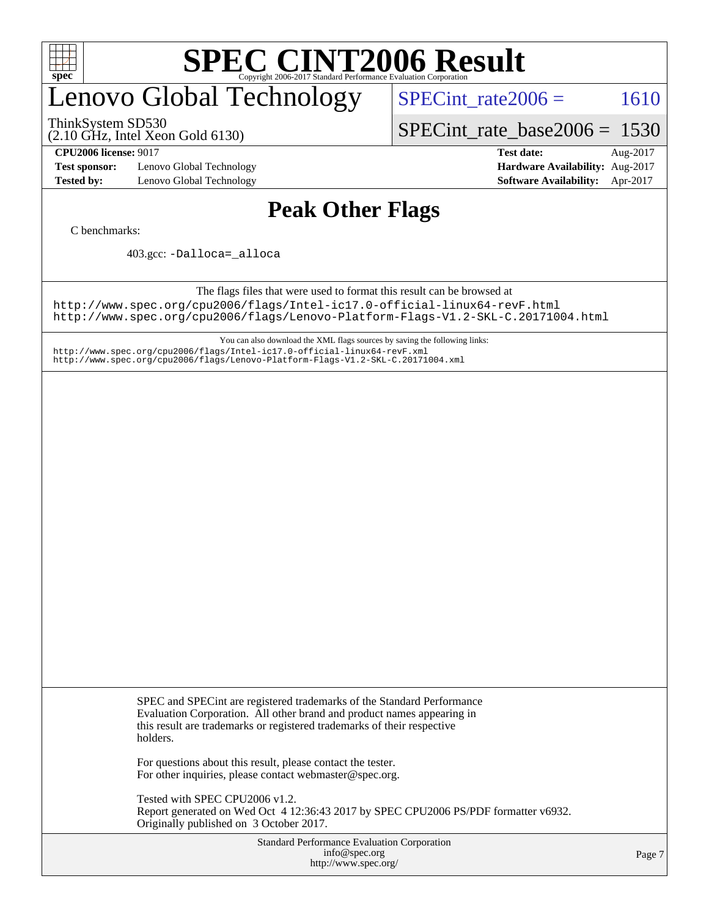# Lenovo Global Technology

ThinkSystem SD530
(2.10 GHz, Intel Xeon Gold 6130)

SPECint_rate2006 = 1610

SPECint_rate_base2006 = 1530

**CPU2006 license:** 9017
**Test sponsor:** Lenovo Global Technology
**Tested by:** Lenovo Global Technology

**Test date:** Aug-2017
**Hardware Availability:** Aug-2017
**Software Availability:** Apr-2017

## Peak Other Flags

C benchmarks:

403.gcc: -Dalloca=_alloca

The flags files that were used to format this result can be browsed at
http://www.spec.org/cpu2006/flags/Intel-ic17.0-official-linux64-revF.html
http://www.spec.org/cpu2006/flags/Lenovo-Platform-Flags-V1.2-SKL-C.20171004.html

You can also download the XML flags sources by saving the following links:
http://www.spec.org/cpu2006/flags/Intel-ic17.0-official-linux64-revF.xml
http://www.spec.org/cpu2006/flags/Lenovo-Platform-Flags-V1.2-SKL-C.20171004.xml

SPEC and SPECint are registered trademarks of the Standard Performance Evaluation Corporation. All other brand and product names appearing in this result are trademarks or registered trademarks of their respective holders.

For questions about this result, please contact the tester.
For other inquiries, please contact webmaster@spec.org.

Tested with SPEC CPU2006 v1.2.
Report generated on Wed Oct 4 12:36:43 2017 by SPEC CPU2006 PS/PDF formatter v6932.
Originally published on 3 October 2017.